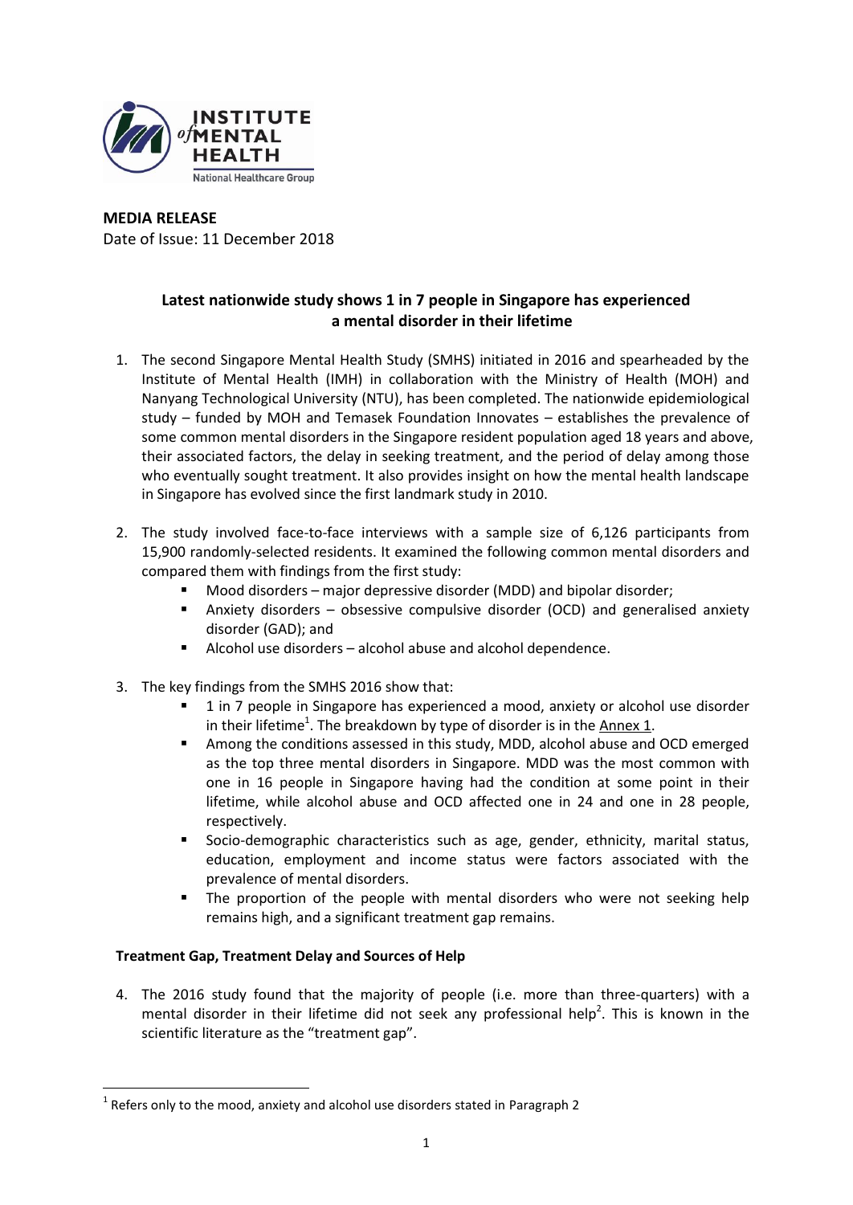**MEDIA RELEASE**
Date of Issue: 11 December 2018

## Latest nationwide study shows 1 in 7 people in Singapore has experienced a mental disorder in their lifetime

1. The second Singapore Mental Health Study (SMHS) initiated in 2016 and spearheaded by the Institute of Mental Health (IMH) in collaboration with the Ministry of Health (MOH) and Nanyang Technological University (NTU), has been completed. The nationwide epidemiological study – funded by MOH and Temasek Foundation Innovates – establishes the prevalence of some common mental disorders in the Singapore resident population aged 18 years and above, their associated factors, the delay in seeking treatment, and the period of delay among those who eventually sought treatment. It also provides insight on how the mental health landscape in Singapore has evolved since the first landmark study in 2010.

2. The study involved face-to-face interviews with a sample size of 6,126 participants from 15,900 randomly-selected residents. It examined the following common mental disorders and compared them with findings from the first study:
    - Mood disorders – major depressive disorder (MDD) and bipolar disorder;
    - Anxiety disorders – obsessive compulsive disorder (OCD) and generalised anxiety disorder (GAD); and
    - Alcohol use disorders – alcohol abuse and alcohol dependence.

3. The key findings from the SMHS 2016 show that:
    - 1 in 7 people in Singapore has experienced a mood, anxiety or alcohol use disorder in their lifetime[1]. The breakdown by type of disorder is in the Annex 1.
    - Among the conditions assessed in this study, MDD, alcohol abuse and OCD emerged as the top three mental disorders in Singapore. MDD was the most common with one in 16 people in Singapore having had the condition at some point in their lifetime, while alcohol abuse and OCD affected one in 24 and one in 28 people, respectively.
    - Socio-demographic characteristics such as age, gender, ethnicity, marital status, education, employment and income status were factors associated with the prevalence of mental disorders.
    - The proportion of the people with mental disorders who were not seeking help remains high, and a significant treatment gap remains.

### Treatment Gap, Treatment Delay and Sources of Help

4. The 2016 study found that the majority of people (i.e. more than three-quarters) with a mental disorder in their lifetime did not seek any professional help[2]. This is known in the scientific literature as the "treatment gap".

[1] Refers only to the mood, anxiety and alcohol use disorders stated in Paragraph 2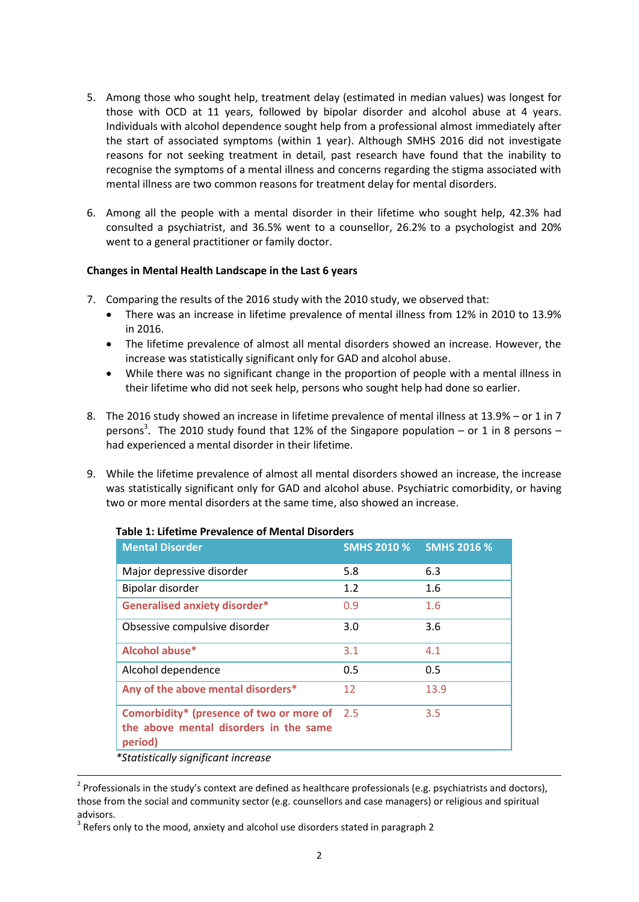5. Among those who sought help, treatment delay (estimated in median values) was longest for those with OCD at 11 years, followed by bipolar disorder and alcohol abuse at 4 years. Individuals with alcohol dependence sought help from a professional almost immediately after the start of associated symptoms (within 1 year). Although SMHS 2016 did not investigate reasons for not seeking treatment in detail, past research have found that the inability to recognise the symptoms of a mental illness and concerns regarding the stigma associated with mental illness are two common reasons for treatment delay for mental disorders.

6. Among all the people with a mental disorder in their lifetime who sought help, 42.3% had consulted a psychiatrist, and 36.5% went to a counsellor, 26.2% to a psychologist and 20% went to a general practitioner or family doctor.

**Changes in Mental Health Landscape in the Last 6 years**

7. Comparing the results of the 2016 study with the 2010 study, we observed that:
   - There was an increase in lifetime prevalence of mental illness from 12% in 2010 to 13.9% in 2016.
   - The lifetime prevalence of almost all mental disorders showed an increase. However, the increase was statistically significant only for GAD and alcohol abuse.
   - While there was no significant change in the proportion of people with a mental illness in their lifetime who did not seek help, persons who sought help had done so earlier.

8. The 2016 study showed an increase in lifetime prevalence of mental illness at 13.9% – or 1 in 7 persons[3]. The 2010 study found that 12% of the Singapore population – or 1 in 8 persons – had experienced a mental disorder in their lifetime.

9. While the lifetime prevalence of almost all mental disorders showed an increase, the increase was statistically significant only for GAD and alcohol abuse. Psychiatric comorbidity, or having two or more mental disorders at the same time, also showed an increase.

**Table 1: Lifetime Prevalence of Mental Disorders**

| Mental Disorder | SMHS 2010 % | SMHS 2016 % |
|---|---|---|
| Major depressive disorder | 5.8 | 6.3 |
| Bipolar disorder | 1.2 | 1.6 |
| **Generalised anxiety disorder*** | 0.9 | 1.6 |
| Obsessive compulsive disorder | 3.0 | 3.6 |
| **Alcohol abuse*** | 3.1 | 4.1 |
| Alcohol dependence | 0.5 | 0.5 |
| **Any of the above mental disorders*** | 12 | 13.9 |
| **Comorbidity* (presence of two or more of the above mental disorders in the same period)** | 2.5 | 3.5 |

*\*Statistically significant increase*

---

[2] Professionals in the study's context are defined as healthcare professionals (e.g. psychiatrists and doctors), those from the social and community sector (e.g. counsellors and case managers) or religious and spiritual advisors.

[3] Refers only to the mood, anxiety and alcohol use disorders stated in paragraph 2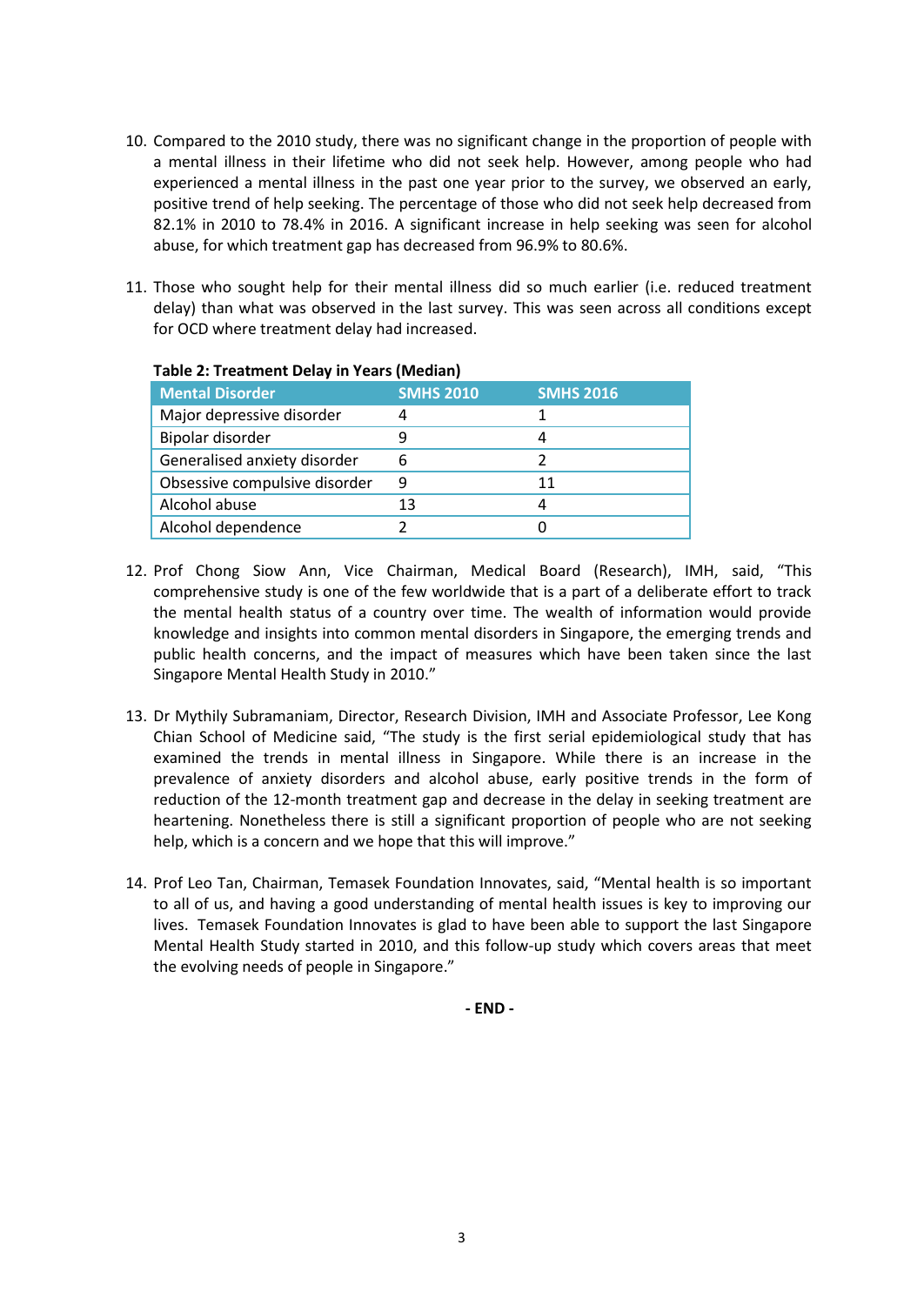10. Compared to the 2010 study, there was no significant change in the proportion of people with a mental illness in their lifetime who did not seek help. However, among people who had experienced a mental illness in the past one year prior to the survey, we observed an early, positive trend of help seeking. The percentage of those who did not seek help decreased from 82.1% in 2010 to 78.4% in 2016. A significant increase in help seeking was seen for alcohol abuse, for which treatment gap has decreased from 96.9% to 80.6%.

11. Those who sought help for their mental illness did so much earlier (i.e. reduced treatment delay) than what was observed in the last survey. This was seen across all conditions except for OCD where treatment delay had increased.

**Table 2: Treatment Delay in Years (Median)**

| Mental Disorder | SMHS 2010 | SMHS 2016 |
|---|---|---|
| Major depressive disorder | 4 | 1 |
| Bipolar disorder | 9 | 4 |
| Generalised anxiety disorder | 6 | 2 |
| Obsessive compulsive disorder | 9 | 11 |
| Alcohol abuse | 13 | 4 |
| Alcohol dependence | 2 | 0 |

12. Prof Chong Siow Ann, Vice Chairman, Medical Board (Research), IMH, said, "This comprehensive study is one of the few worldwide that is a part of a deliberate effort to track the mental health status of a country over time. The wealth of information would provide knowledge and insights into common mental disorders in Singapore, the emerging trends and public health concerns, and the impact of measures which have been taken since the last Singapore Mental Health Study in 2010."

13. Dr Mythily Subramaniam, Director, Research Division, IMH and Associate Professor, Lee Kong Chian School of Medicine said, "The study is the first serial epidemiological study that has examined the trends in mental illness in Singapore. While there is an increase in the prevalence of anxiety disorders and alcohol abuse, early positive trends in the form of reduction of the 12-month treatment gap and decrease in the delay in seeking treatment are heartening. Nonetheless there is still a significant proportion of people who are not seeking help, which is a concern and we hope that this will improve."

14. Prof Leo Tan, Chairman, Temasek Foundation Innovates, said, "Mental health is so important to all of us, and having a good understanding of mental health issues is key to improving our lives. Temasek Foundation Innovates is glad to have been able to support the last Singapore Mental Health Study started in 2010, and this follow-up study which covers areas that meet the evolving needs of people in Singapore."

**- END -**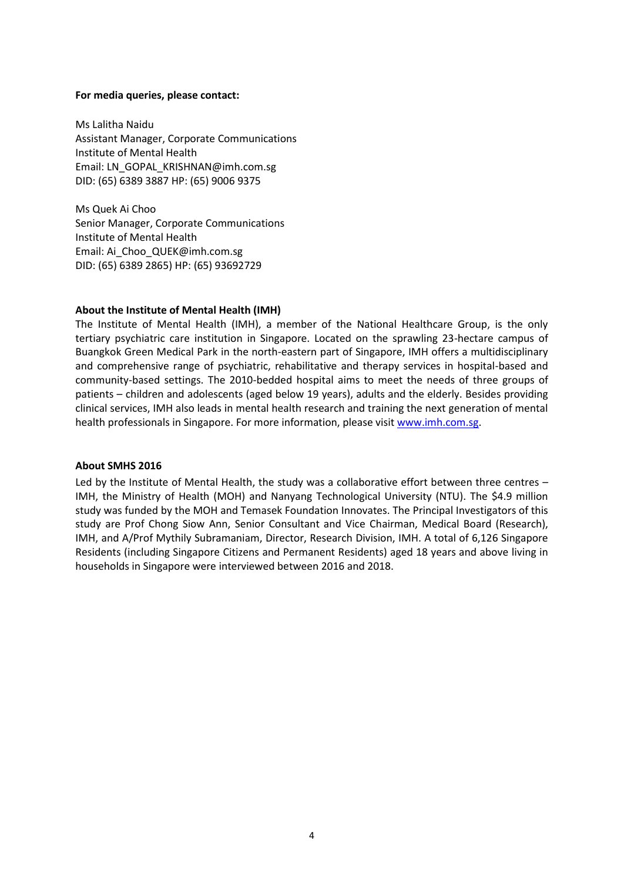**For media queries, please contact:**

Ms Lalitha Naidu
Assistant Manager, Corporate Communications
Institute of Mental Health
Email: LN_GOPAL_KRISHNAN@imh.com.sg
DID: (65) 6389 3887 HP: (65) 9006 9375

Ms Quek Ai Choo
Senior Manager, Corporate Communications
Institute of Mental Health
Email: Ai_Choo_QUEK@imh.com.sg
DID: (65) 6389 2865) HP: (65) 93692729

**About the Institute of Mental Health (IMH)**

The Institute of Mental Health (IMH), a member of the National Healthcare Group, is the only tertiary psychiatric care institution in Singapore. Located on the sprawling 23-hectare campus of Buangkok Green Medical Park in the north-eastern part of Singapore, IMH offers a multidisciplinary and comprehensive range of psychiatric, rehabilitative and therapy services in hospital-based and community-based settings. The 2010-bedded hospital aims to meet the needs of three groups of patients – children and adolescents (aged below 19 years), adults and the elderly. Besides providing clinical services, IMH also leads in mental health research and training the next generation of mental health professionals in Singapore. For more information, please visit www.imh.com.sg.

**About SMHS 2016**

Led by the Institute of Mental Health, the study was a collaborative effort between three centres – IMH, the Ministry of Health (MOH) and Nanyang Technological University (NTU). The $4.9 million study was funded by the MOH and Temasek Foundation Innovates. The Principal Investigators of this study are Prof Chong Siow Ann, Senior Consultant and Vice Chairman, Medical Board (Research), IMH, and A/Prof Mythily Subramaniam, Director, Research Division, IMH. A total of 6,126 Singapore Residents (including Singapore Citizens and Permanent Residents) aged 18 years and above living in households in Singapore were interviewed between 2016 and 2018.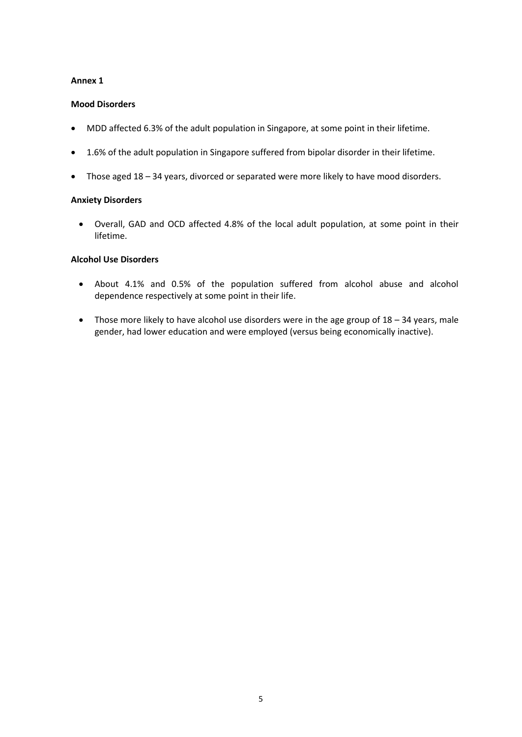**Annex 1**

**Mood Disorders**

- MDD affected 6.3% of the adult population in Singapore, at some point in their lifetime.
- 1.6% of the adult population in Singapore suffered from bipolar disorder in their lifetime.
- Those aged 18 – 34 years, divorced or separated were more likely to have mood disorders.

**Anxiety Disorders**

- Overall, GAD and OCD affected 4.8% of the local adult population, at some point in their lifetime.

**Alcohol Use Disorders**

- About 4.1% and 0.5% of the population suffered from alcohol abuse and alcohol dependence respectively at some point in their life.
- Those more likely to have alcohol use disorders were in the age group of 18 – 34 years, male gender, had lower education and were employed (versus being economically inactive).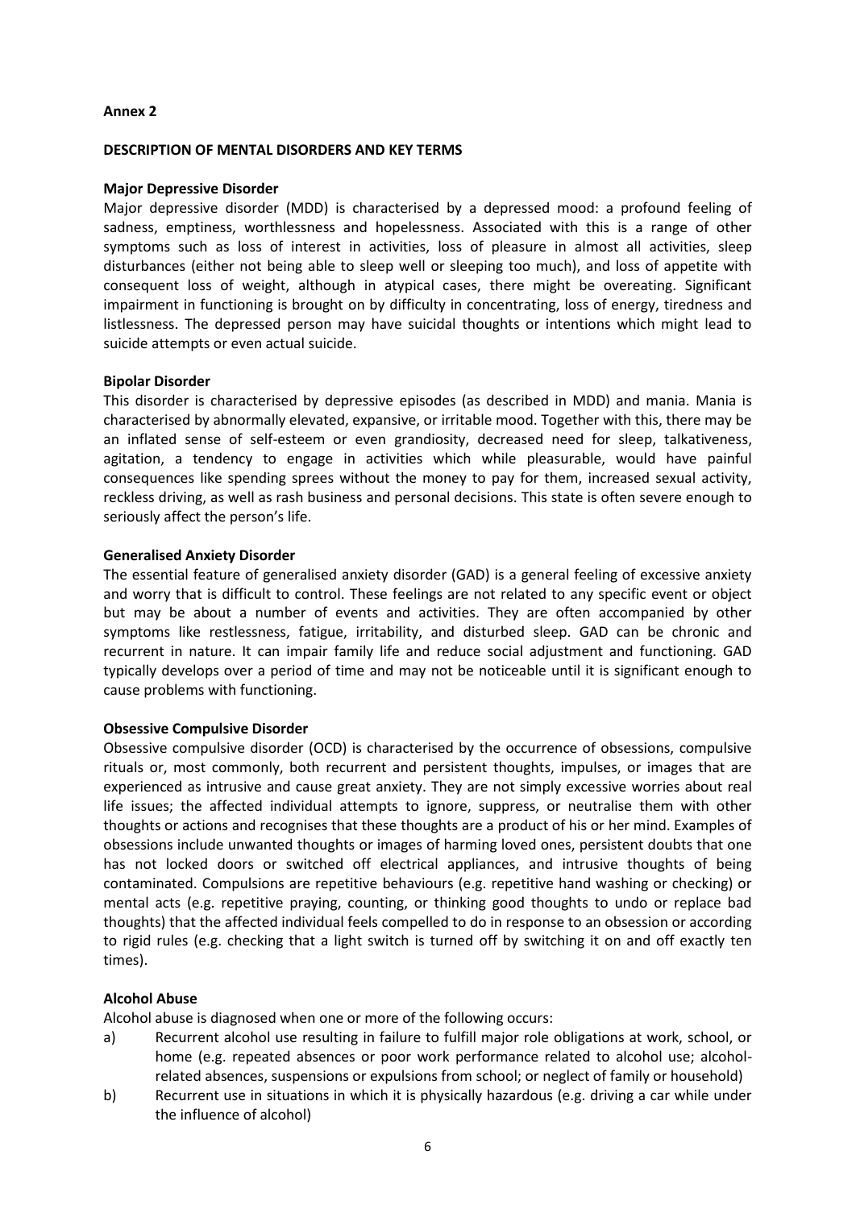**Annex 2**

**DESCRIPTION OF MENTAL DISORDERS AND KEY TERMS**

**Major Depressive Disorder**

Major depressive disorder (MDD) is characterised by a depressed mood: a profound feeling of sadness, emptiness, worthlessness and hopelessness. Associated with this is a range of other symptoms such as loss of interest in activities, loss of pleasure in almost all activities, sleep disturbances (either not being able to sleep well or sleeping too much), and loss of appetite with consequent loss of weight, although in atypical cases, there might be overeating. Significant impairment in functioning is brought on by difficulty in concentrating, loss of energy, tiredness and listlessness. The depressed person may have suicidal thoughts or intentions which might lead to suicide attempts or even actual suicide.

**Bipolar Disorder**

This disorder is characterised by depressive episodes (as described in MDD) and mania. Mania is characterised by abnormally elevated, expansive, or irritable mood. Together with this, there may be an inflated sense of self-esteem or even grandiosity, decreased need for sleep, talkativeness, agitation, a tendency to engage in activities which while pleasurable, would have painful consequences like spending sprees without the money to pay for them, increased sexual activity, reckless driving, as well as rash business and personal decisions. This state is often severe enough to seriously affect the person's life.

**Generalised Anxiety Disorder**

The essential feature of generalised anxiety disorder (GAD) is a general feeling of excessive anxiety and worry that is difficult to control. These feelings are not related to any specific event or object but may be about a number of events and activities. They are often accompanied by other symptoms like restlessness, fatigue, irritability, and disturbed sleep. GAD can be chronic and recurrent in nature. It can impair family life and reduce social adjustment and functioning. GAD typically develops over a period of time and may not be noticeable until it is significant enough to cause problems with functioning.

**Obsessive Compulsive Disorder**

Obsessive compulsive disorder (OCD) is characterised by the occurrence of obsessions, compulsive rituals or, most commonly, both recurrent and persistent thoughts, impulses, or images that are experienced as intrusive and cause great anxiety. They are not simply excessive worries about real life issues; the affected individual attempts to ignore, suppress, or neutralise them with other thoughts or actions and recognises that these thoughts are a product of his or her mind. Examples of obsessions include unwanted thoughts or images of harming loved ones, persistent doubts that one has not locked doors or switched off electrical appliances, and intrusive thoughts of being contaminated. Compulsions are repetitive behaviours (e.g. repetitive hand washing or checking) or mental acts (e.g. repetitive praying, counting, or thinking good thoughts to undo or replace bad thoughts) that the affected individual feels compelled to do in response to an obsession or according to rigid rules (e.g. checking that a light switch is turned off by switching it on and off exactly ten times).

**Alcohol Abuse**

Alcohol abuse is diagnosed when one or more of the following occurs:

a) Recurrent alcohol use resulting in failure to fulfill major role obligations at work, school, or home (e.g. repeated absences or poor work performance related to alcohol use; alcohol-related absences, suspensions or expulsions from school; or neglect of family or household)

b) Recurrent use in situations in which it is physically hazardous (e.g. driving a car while under the influence of alcohol)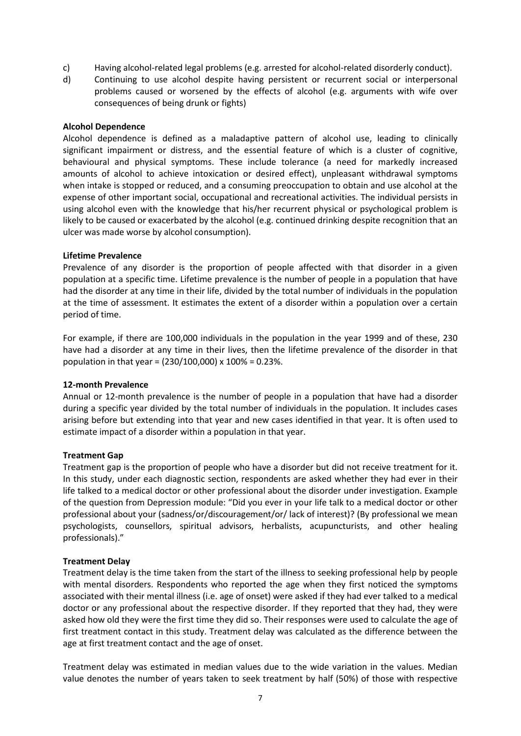c) Having alcohol-related legal problems (e.g. arrested for alcohol-related disorderly conduct).

d) Continuing to use alcohol despite having persistent or recurrent social or interpersonal problems caused or worsened by the effects of alcohol (e.g. arguments with wife over consequences of being drunk or fights)

**Alcohol Dependence**

Alcohol dependence is defined as a maladaptive pattern of alcohol use, leading to clinically significant impairment or distress, and the essential feature of which is a cluster of cognitive, behavioural and physical symptoms. These include tolerance (a need for markedly increased amounts of alcohol to achieve intoxication or desired effect), unpleasant withdrawal symptoms when intake is stopped or reduced, and a consuming preoccupation to obtain and use alcohol at the expense of other important social, occupational and recreational activities. The individual persists in using alcohol even with the knowledge that his/her recurrent physical or psychological problem is likely to be caused or exacerbated by the alcohol (e.g. continued drinking despite recognition that an ulcer was made worse by alcohol consumption).

**Lifetime Prevalence**

Prevalence of any disorder is the proportion of people affected with that disorder in a given population at a specific time. Lifetime prevalence is the number of people in a population that have had the disorder at any time in their life, divided by the total number of individuals in the population at the time of assessment. It estimates the extent of a disorder within a population over a certain period of time.

For example, if there are 100,000 individuals in the population in the year 1999 and of these, 230 have had a disorder at any time in their lives, then the lifetime prevalence of the disorder in that population in that year = (230/100,000) x 100% = 0.23%.

**12-month Prevalence**

Annual or 12-month prevalence is the number of people in a population that have had a disorder during a specific year divided by the total number of individuals in the population. It includes cases arising before but extending into that year and new cases identified in that year. It is often used to estimate impact of a disorder within a population in that year.

**Treatment Gap**

Treatment gap is the proportion of people who have a disorder but did not receive treatment for it. In this study, under each diagnostic section, respondents are asked whether they had ever in their life talked to a medical doctor or other professional about the disorder under investigation. Example of the question from Depression module: "Did you ever in your life talk to a medical doctor or other professional about your (sadness/or/discouragement/or/ lack of interest)? (By professional we mean psychologists, counsellors, spiritual advisors, herbalists, acupuncturists, and other healing professionals)."

**Treatment Delay**

Treatment delay is the time taken from the start of the illness to seeking professional help by people with mental disorders. Respondents who reported the age when they first noticed the symptoms associated with their mental illness (i.e. age of onset) were asked if they had ever talked to a medical doctor or any professional about the respective disorder. If they reported that they had, they were asked how old they were the first time they did so. Their responses were used to calculate the age of first treatment contact in this study. Treatment delay was calculated as the difference between the age at first treatment contact and the age of onset.

Treatment delay was estimated in median values due to the wide variation in the values. Median value denotes the number of years taken to seek treatment by half (50%) of those with respective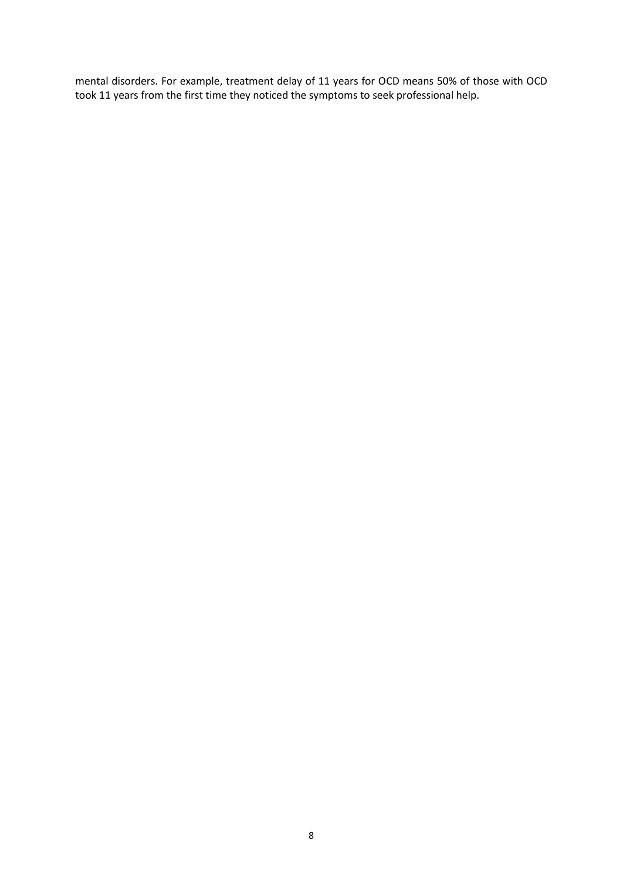mental disorders. For example, treatment delay of 11 years for OCD means 50% of those with OCD took 11 years from the first time they noticed the symptoms to seek professional help.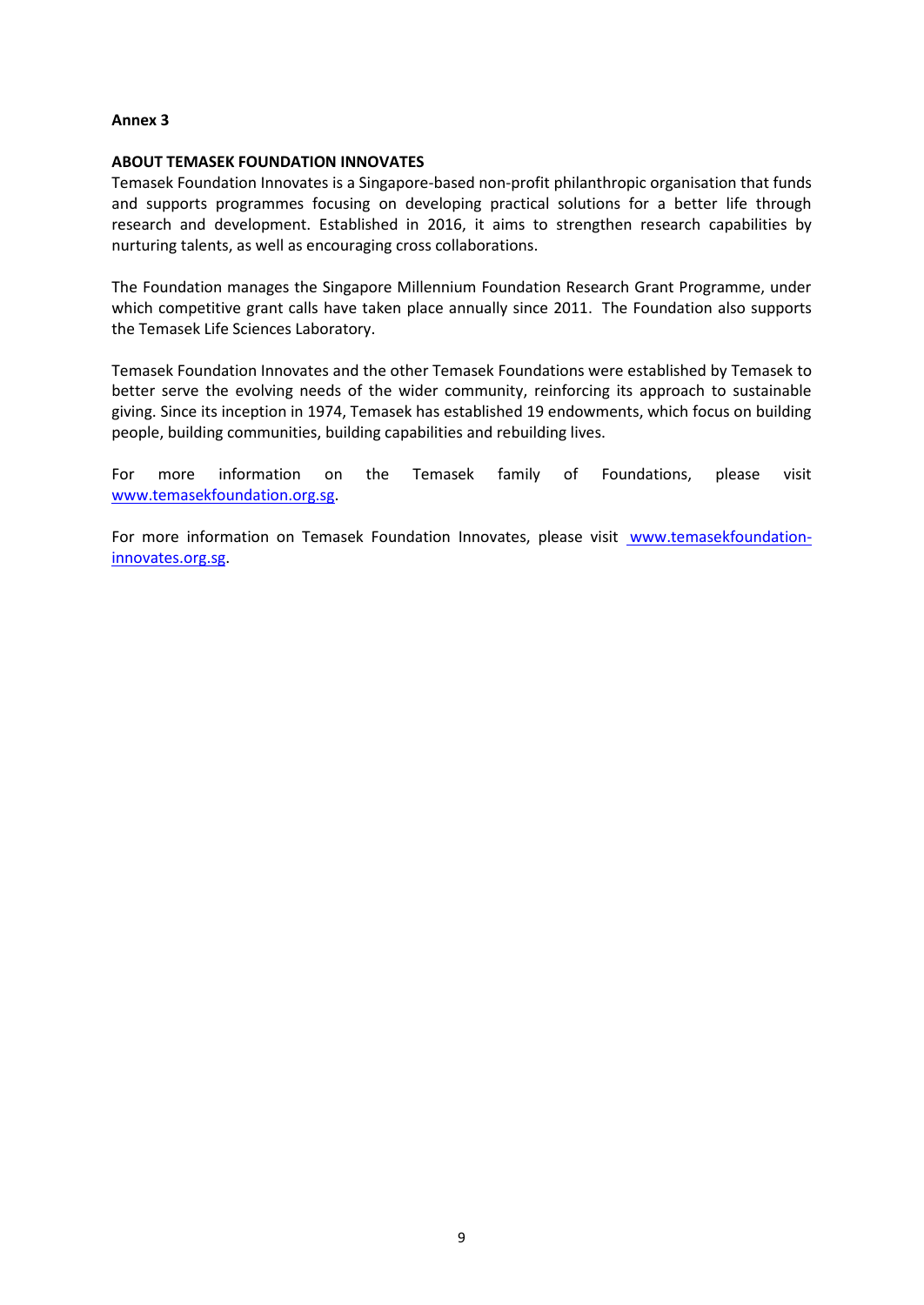**Annex 3**

**ABOUT TEMASEK FOUNDATION INNOVATES**

Temasek Foundation Innovates is a Singapore-based non-profit philanthropic organisation that funds and supports programmes focusing on developing practical solutions for a better life through research and development. Established in 2016, it aims to strengthen research capabilities by nurturing talents, as well as encouraging cross collaborations.

The Foundation manages the Singapore Millennium Foundation Research Grant Programme, under which competitive grant calls have taken place annually since 2011. The Foundation also supports the Temasek Life Sciences Laboratory.

Temasek Foundation Innovates and the other Temasek Foundations were established by Temasek to better serve the evolving needs of the wider community, reinforcing its approach to sustainable giving. Since its inception in 1974, Temasek has established 19 endowments, which focus on building people, building communities, building capabilities and rebuilding lives.

For more information on the Temasek family of Foundations, please visit [www.temasekfoundation.org.sg](http://www.temasekfoundation.org.sg).

For more information on Temasek Foundation Innovates, please visit [www.temasekfoundation-innovates.org.sg](http://www.temasekfoundation-innovates.org.sg).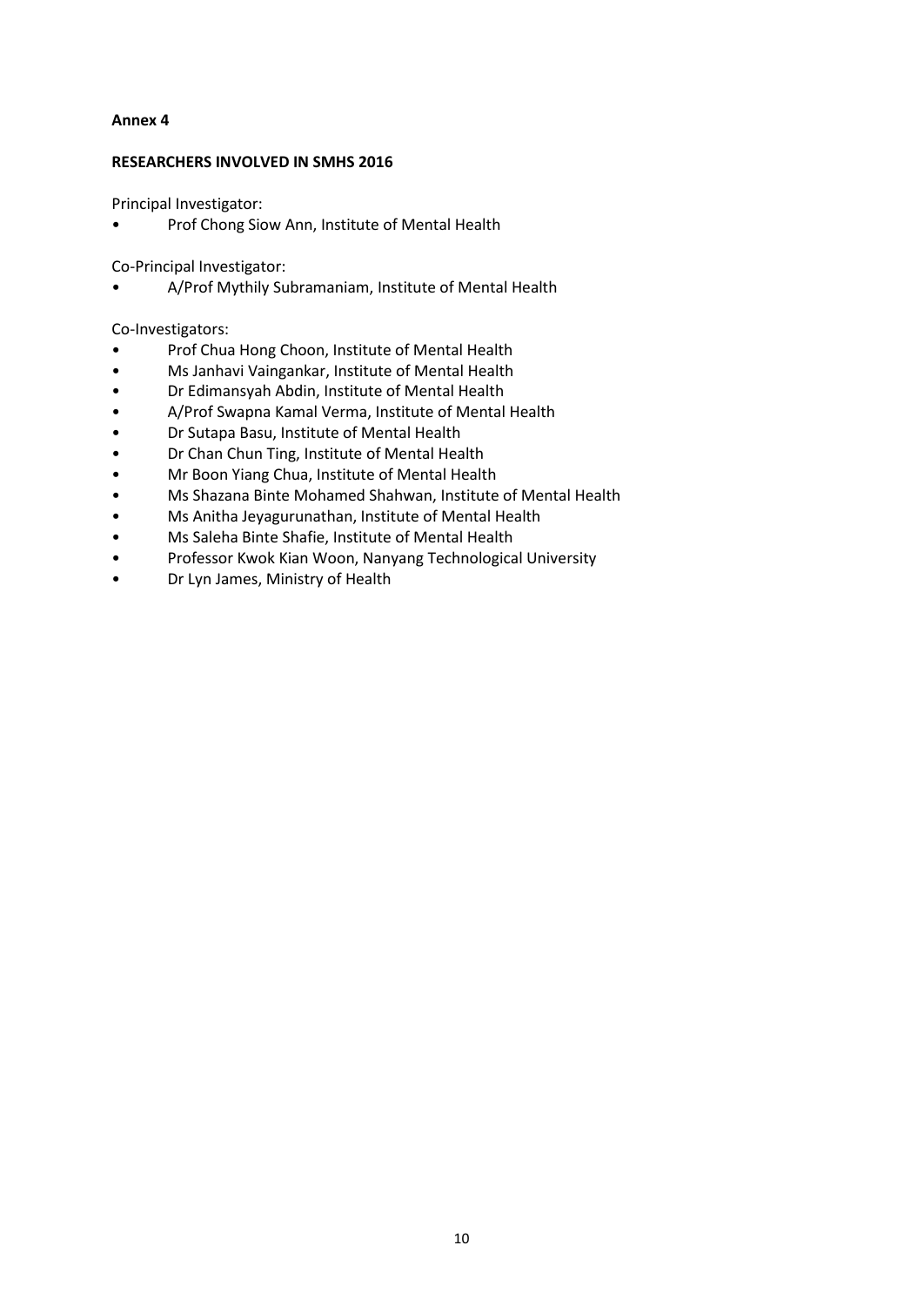**Annex 4**

**RESEARCHERS INVOLVED IN SMHS 2016**

Principal Investigator:

- Prof Chong Siow Ann, Institute of Mental Health

Co-Principal Investigator:

- A/Prof Mythily Subramaniam, Institute of Mental Health

Co-Investigators:

- Prof Chua Hong Choon, Institute of Mental Health
- Ms Janhavi Vaingankar, Institute of Mental Health
- Dr Edimansyah Abdin, Institute of Mental Health
- A/Prof Swapna Kamal Verma, Institute of Mental Health
- Dr Sutapa Basu, Institute of Mental Health
- Dr Chan Chun Ting, Institute of Mental Health
- Mr Boon Yiang Chua, Institute of Mental Health
- Ms Shazana Binte Mohamed Shahwan, Institute of Mental Health
- Ms Anitha Jeyagurunathan, Institute of Mental Health
- Ms Saleha Binte Shafie, Institute of Mental Health
- Professor Kwok Kian Woon, Nanyang Technological University
- Dr Lyn James, Ministry of Health